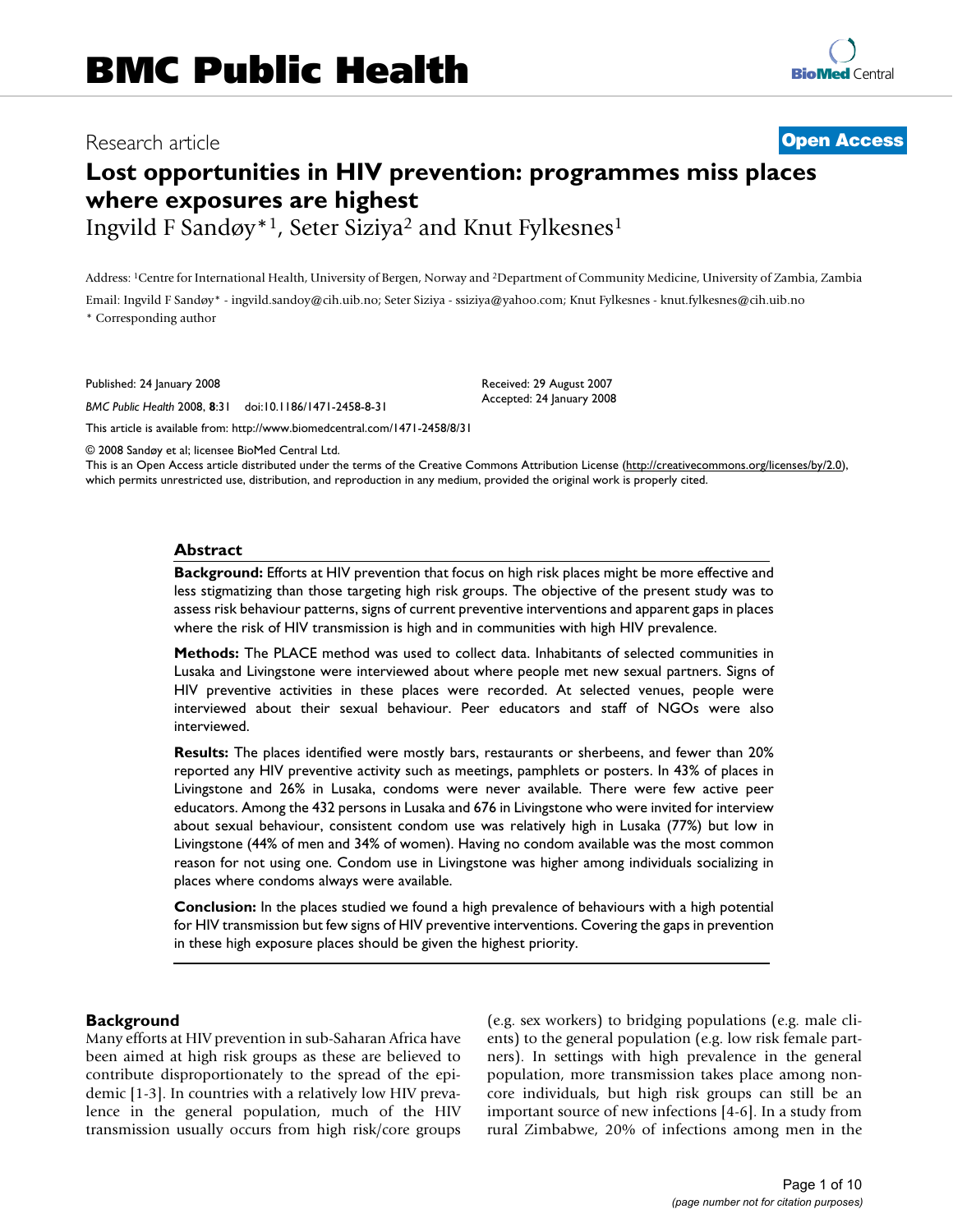Research article

**Open Access**

# Lost opportunities in HIV prevention: programmes miss places where exposures are highest

Ingvild F Sandøy*[1], Seter Siziya[2] and Knut Fylkesnes[1]

Address: [1]Centre for International Health, University of Bergen, Norway and [2]Department of Community Medicine, University of Zambia, Zambia

Email: Ingvild F Sandøy* - ingvild.sandoy@cih.uib.no; Seter Siziya - ssiziya@yahoo.com; Knut Fylkesnes - knut.fylkesnes@cih.uib.no

\* Corresponding author

Published: 24 January 2008

*BMC Public Health* 2008, **8**:31 doi:10.1186/1471-2458-8-31

Received: 29 August 2007

Accepted: 24 January 2008

This article is available from: http://www.biomedcentral.com/1471-2458/8/31

© 2008 Sandøy et al; licensee BioMed Central Ltd.

This is an Open Access article distributed under the terms of the Creative Commons Attribution License (http://creativecommons.org/licenses/by/2.0), which permits unrestricted use, distribution, and reproduction in any medium, provided the original work is properly cited.

## Abstract

**Background:** Efforts at HIV prevention that focus on high risk places might be more effective and less stigmatizing than those targeting high risk groups. The objective of the present study was to assess risk behaviour patterns, signs of current preventive interventions and apparent gaps in places where the risk of HIV transmission is high and in communities with high HIV prevalence.

**Methods:** The PLACE method was used to collect data. Inhabitants of selected communities in Lusaka and Livingstone were interviewed about where people met new sexual partners. Signs of HIV preventive activities in these places were recorded. At selected venues, people were interviewed about their sexual behaviour. Peer educators and staff of NGOs were also interviewed.

**Results:** The places identified were mostly bars, restaurants or sherbeens, and fewer than 20% reported any HIV preventive activity such as meetings, pamphlets or posters. In 43% of places in Livingstone and 26% in Lusaka, condoms were never available. There were few active peer educators. Among the 432 persons in Lusaka and 676 in Livingstone who were invited for interview about sexual behaviour, consistent condom use was relatively high in Lusaka (77%) but low in Livingstone (44% of men and 34% of women). Having no condom available was the most common reason for not using one. Condom use in Livingstone was higher among individuals socializing in places where condoms always were available.

**Conclusion:** In the places studied we found a high prevalence of behaviours with a high potential for HIV transmission but few signs of HIV preventive interventions. Covering the gaps in prevention in these high exposure places should be given the highest priority.

## Background

Many efforts at HIV prevention in sub-Saharan Africa have been aimed at high risk groups as these are believed to contribute disproportionately to the spread of the epidemic [1-3]. In countries with a relatively low HIV prevalence in the general population, much of the HIV transmission usually occurs from high risk/core groups (e.g. sex workers) to bridging populations (e.g. male clients) to the general population (e.g. low risk female partners). In settings with high prevalence in the general population, more transmission takes place among non-core individuals, but high risk groups can still be an important source of new infections [4-6]. In a study from rural Zimbabwe, 20% of infections among men in the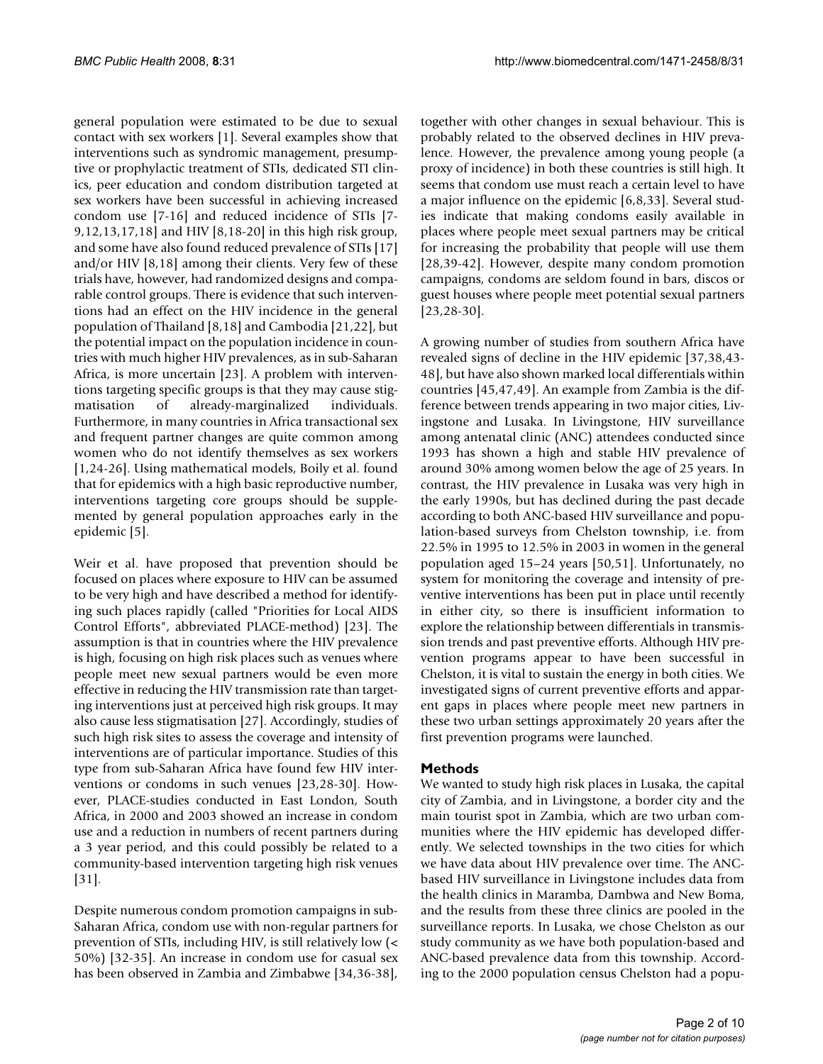general population were estimated to be due to sexual contact with sex workers [1]. Several examples show that interventions such as syndromic management, presumptive or prophylactic treatment of STIs, dedicated STI clinics, peer education and condom distribution targeted at sex workers have been successful in achieving increased condom use [7-16] and reduced incidence of STIs [7-9,12,13,17,18] and HIV [8,18-20] in this high risk group, and some have also found reduced prevalence of STIs [17] and/or HIV [8,18] among their clients. Very few of these trials have, however, had randomized designs and comparable control groups. There is evidence that such interventions had an effect on the HIV incidence in the general population of Thailand [8,18] and Cambodia [21,22], but the potential impact on the population incidence in countries with much higher HIV prevalences, as in sub-Saharan Africa, is more uncertain [23]. A problem with interventions targeting specific groups is that they may cause stigmatisation of already-marginalized individuals. Furthermore, in many countries in Africa transactional sex and frequent partner changes are quite common among women who do not identify themselves as sex workers [1,24-26]. Using mathematical models, Boily et al. found that for epidemics with a high basic reproductive number, interventions targeting core groups should be supplemented by general population approaches early in the epidemic [5].

Weir et al. have proposed that prevention should be focused on places where exposure to HIV can be assumed to be very high and have described a method for identifying such places rapidly (called "Priorities for Local AIDS Control Efforts", abbreviated PLACE-method) [23]. The assumption is that in countries where the HIV prevalence is high, focusing on high risk places such as venues where people meet new sexual partners would be even more effective in reducing the HIV transmission rate than targeting interventions just at perceived high risk groups. It may also cause less stigmatisation [27]. Accordingly, studies of such high risk sites to assess the coverage and intensity of interventions are of particular importance. Studies of this type from sub-Saharan Africa have found few HIV interventions or condoms in such venues [23,28-30]. However, PLACE-studies conducted in East London, South Africa, in 2000 and 2003 showed an increase in condom use and a reduction in numbers of recent partners during a 3 year period, and this could possibly be related to a community-based intervention targeting high risk venues [31].

Despite numerous condom promotion campaigns in sub-Saharan Africa, condom use with non-regular partners for prevention of STIs, including HIV, is still relatively low (< 50%) [32-35]. An increase in condom use for casual sex has been observed in Zambia and Zimbabwe [34,36-38], together with other changes in sexual behaviour. This is probably related to the observed declines in HIV prevalence. However, the prevalence among young people (a proxy of incidence) in both these countries is still high. It seems that condom use must reach a certain level to have a major influence on the epidemic [6,8,33]. Several studies indicate that making condoms easily available in places where people meet sexual partners may be critical for increasing the probability that people will use them [28,39-42]. However, despite many condom promotion campaigns, condoms are seldom found in bars, discos or guest houses where people meet potential sexual partners [23,28-30].

A growing number of studies from southern Africa have revealed signs of decline in the HIV epidemic [37,38,43-48], but have also shown marked local differentials within countries [45,47,49]. An example from Zambia is the difference between trends appearing in two major cities, Livingstone and Lusaka. In Livingstone, HIV surveillance among antenatal clinic (ANC) attendees conducted since 1993 has shown a high and stable HIV prevalence of around 30% among women below the age of 25 years. In contrast, the HIV prevalence in Lusaka was very high in the early 1990s, but has declined during the past decade according to both ANC-based HIV surveillance and population-based surveys from Chelston township, i.e. from 22.5% in 1995 to 12.5% in 2003 in women in the general population aged 15–24 years [50,51]. Unfortunately, no system for monitoring the coverage and intensity of preventive interventions has been put in place until recently in either city, so there is insufficient information to explore the relationship between differentials in transmission trends and past preventive efforts. Although HIV prevention programs appear to have been successful in Chelston, it is vital to sustain the energy in both cities. We investigated signs of current preventive efforts and apparent gaps in places where people meet new partners in these two urban settings approximately 20 years after the first prevention programs were launched.

## Methods

We wanted to study high risk places in Lusaka, the capital city of Zambia, and in Livingstone, a border city and the main tourist spot in Zambia, which are two urban communities where the HIV epidemic has developed differently. We selected townships in the two cities for which we have data about HIV prevalence over time. The ANC-based HIV surveillance in Livingstone includes data from the health clinics in Maramba, Dambwa and New Boma, and the results from these three clinics are pooled in the surveillance reports. In Lusaka, we chose Chelston as our study community as we have both population-based and ANC-based prevalence data from this township. According to the 2000 population census Chelston had a popu-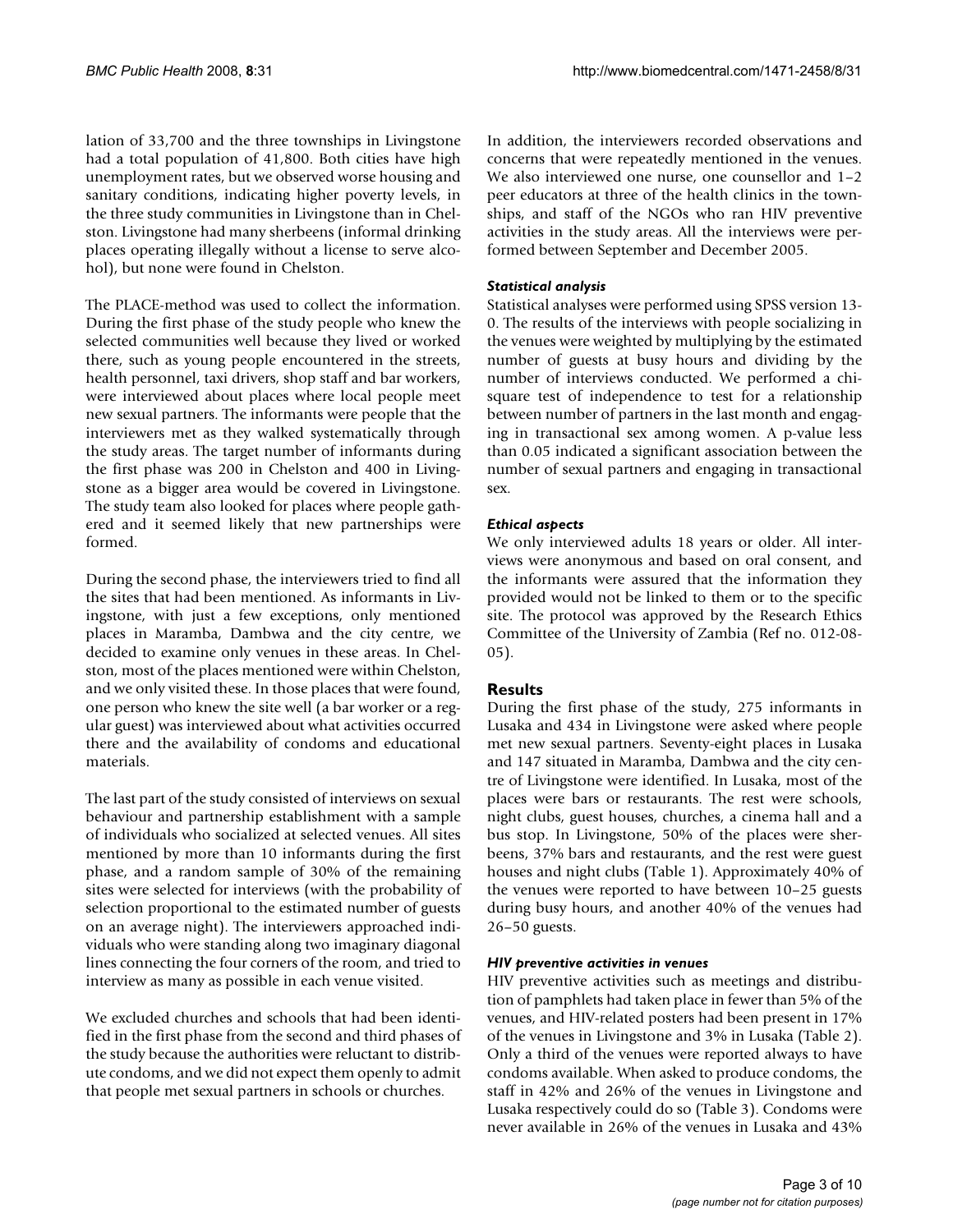lation of 33,700 and the three townships in Livingstone had a total population of 41,800. Both cities have high unemployment rates, but we observed worse housing and sanitary conditions, indicating higher poverty levels, in the three study communities in Livingstone than in Chelston. Livingstone had many sherbeens (informal drinking places operating illegally without a license to serve alcohol), but none were found in Chelston.

The PLACE-method was used to collect the information. During the first phase of the study people who knew the selected communities well because they lived or worked there, such as young people encountered in the streets, health personnel, taxi drivers, shop staff and bar workers, were interviewed about places where local people meet new sexual partners. The informants were people that the interviewers met as they walked systematically through the study areas. The target number of informants during the first phase was 200 in Chelston and 400 in Livingstone as a bigger area would be covered in Livingstone. The study team also looked for places where people gathered and it seemed likely that new partnerships were formed.

During the second phase, the interviewers tried to find all the sites that had been mentioned. As informants in Livingstone, with just a few exceptions, only mentioned places in Maramba, Dambwa and the city centre, we decided to examine only venues in these areas. In Chelston, most of the places mentioned were within Chelston, and we only visited these. In those places that were found, one person who knew the site well (a bar worker or a regular guest) was interviewed about what activities occurred there and the availability of condoms and educational materials.

The last part of the study consisted of interviews on sexual behaviour and partnership establishment with a sample of individuals who socialized at selected venues. All sites mentioned by more than 10 informants during the first phase, and a random sample of 30% of the remaining sites were selected for interviews (with the probability of selection proportional to the estimated number of guests on an average night). The interviewers approached individuals who were standing along two imaginary diagonal lines connecting the four corners of the room, and tried to interview as many as possible in each venue visited.

We excluded churches and schools that had been identified in the first phase from the second and third phases of the study because the authorities were reluctant to distribute condoms, and we did not expect them openly to admit that people met sexual partners in schools or churches.

In addition, the interviewers recorded observations and concerns that were repeatedly mentioned in the venues. We also interviewed one nurse, one counsellor and 1–2 peer educators at three of the health clinics in the townships, and staff of the NGOs who ran HIV preventive activities in the study areas. All the interviews were performed between September and December 2005.

### *Statistical analysis*

Statistical analyses were performed using SPSS version 13-0. The results of the interviews with people socializing in the venues were weighted by multiplying by the estimated number of guests at busy hours and dividing by the number of interviews conducted. We performed a chi-square test of independence to test for a relationship between number of partners in the last month and engaging in transactional sex among women. A p-value less than 0.05 indicated a significant association between the number of sexual partners and engaging in transactional sex.

### *Ethical aspects*

We only interviewed adults 18 years or older. All interviews were anonymous and based on oral consent, and the informants were assured that the information they provided would not be linked to them or to the specific site. The protocol was approved by the Research Ethics Committee of the University of Zambia (Ref no. 012-08-05).

## Results

During the first phase of the study, 275 informants in Lusaka and 434 in Livingstone were asked where people met new sexual partners. Seventy-eight places in Lusaka and 147 situated in Maramba, Dambwa and the city centre of Livingstone were identified. In Lusaka, most of the places were bars or restaurants. The rest were schools, night clubs, guest houses, churches, a cinema hall and a bus stop. In Livingstone, 50% of the places were sherbeens, 37% bars and restaurants, and the rest were guest houses and night clubs (Table 1). Approximately 40% of the venues were reported to have between 10–25 guests during busy hours, and another 40% of the venues had 26–50 guests.

### *HIV preventive activities in venues*

HIV preventive activities such as meetings and distribution of pamphlets had taken place in fewer than 5% of the venues, and HIV-related posters had been present in 17% of the venues in Livingstone and 3% in Lusaka (Table 2). Only a third of the venues were reported always to have condoms available. When asked to produce condoms, the staff in 42% and 26% of the venues in Livingstone and Lusaka respectively could do so (Table 3). Condoms were never available in 26% of the venues in Lusaka and 43%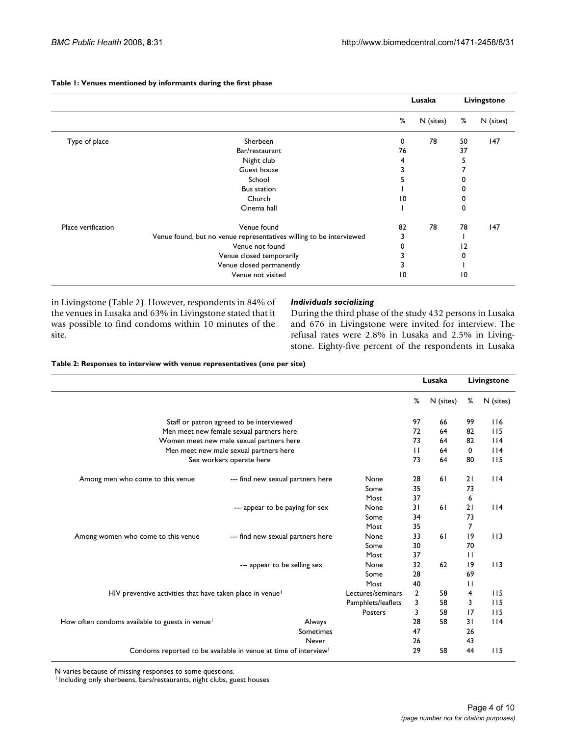**Table 1: Venues mentioned by informants during the first phase**

| | | Lusaka | | Livingstone | |
|---|---|---|---|---|---|
| | | % | N (sites) | % | N (sites) |
| Type of place | Sherbeen | 0 | 78 | 50 | 147 |
| | Bar/restaurant | 76 | | 37 | |
| | Night club | 4 | | 5 | |
| | Guest house | 3 | | 7 | |
| | School | 5 | | 0 | |
| | Bus station | 1 | | 0 | |
| | Church | 10 | | 0 | |
| | Cinema hall | 1 | | 0 | |
| Place verification | Venue found | 82 | 78 | 78 | 147 |
| | Venue found, but no venue representatives willing to be interviewed | 3 | | 1 | |
| | Venue not found | 0 | | 12 | |
| | Venue closed temporarily | 3 | | 0 | |
| | Venue closed permanently | 3 | | 1 | |
| | Venue not visited | 10 | | 10 | |

in Livingstone (Table 2). However, respondents in 84% of the venues in Lusaka and 63% in Livingstone stated that it was possible to find condoms within 10 minutes of the site.

### *Individuals socializing*

During the third phase of the study 432 persons in Lusaka and 676 in Livingstone were invited for interview. The refusal rates were 2.8% in Lusaka and 2.5% in Livingstone. Eighty-five percent of the respondents in Lusaka

**Table 2: Responses to interview with venue representatives (one per site)**

| | | | Lusaka | | Livingstone | |
|---|---|---|---|---|---|---|
| | | | % | N (sites) | % | N (sites) |
| Staff or patron agreed to be interviewed | | | 97 | 66 | 99 | 116 |
| Men meet new female sexual partners here | | | 72 | 64 | 82 | 115 |
| Women meet new male sexual partners here | | | 73 | 64 | 82 | 114 |
| Men meet new male sexual partners here | | | 11 | 64 | 0 | 114 |
| Sex workers operate here | | | 73 | 64 | 80 | 115 |
| Among men who come to this venue | --- find new sexual partners here | None | 28 | 61 | 21 | 114 |
| | | Some | 35 | | 73 | |
| | | Most | 37 | | 6 | |
| | --- appear to be paying for sex | None | 31 | 61 | 21 | 114 |
| | | Some | 34 | | 73 | |
| | | Most | 35 | | 7 | |
| Among women who come to this venue | --- find new sexual partners here | None | 33 | 61 | 19 | 113 |
| | | Some | 30 | | 70 | |
| | | Most | 37 | | 11 | |
| | --- appear to be selling sex | None | 32 | 62 | 19 | 113 |
| | | Some | 28 | | 69 | |
| | | Most | 40 | | 11 | |
| HIV preventive activities that have taken place in venue[1] | | Lectures/seminars | 2 | 58 | 4 | 115 |
| | | Pamphlets/leaflets | 3 | 58 | 3 | 115 |
| | | Posters | 3 | 58 | 17 | 115 |
| How often condoms available to guests in venue[1] | Always | | 28 | 58 | 31 | 114 |
| | Sometimes | | 47 | | 26 | |
| | Never | | 26 | | 43 | |
| Condoms reported to be available in venue at time of interview[1] | | | 29 | 58 | 44 | 115 |

N varies because of missing responses to some questions.
[1] Including only sherbeens, bars/restaurants, night clubs, guest houses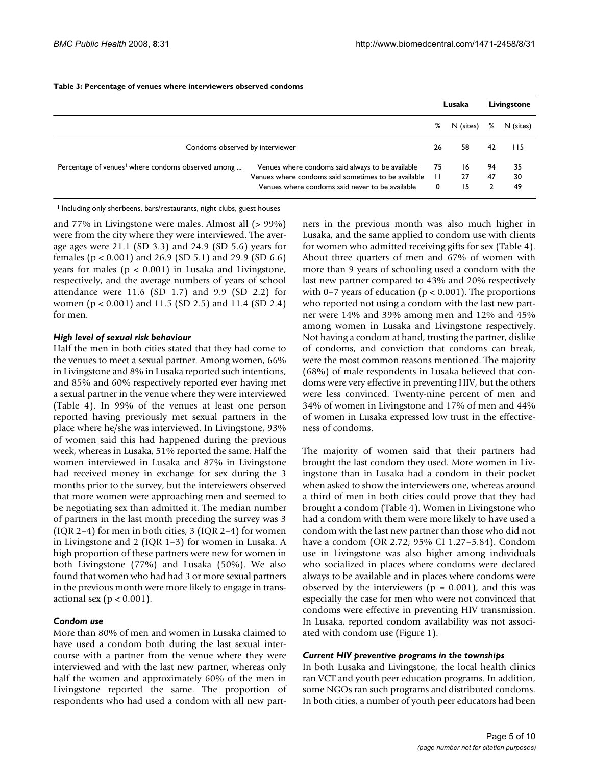**Table 3: Percentage of venues where interviewers observed condoms**

| | | Lusaka | | Livingstone | |
|---|---|---|---|---|---|
| | | % | N (sites) | % | N (sites) |
| Condoms observed by interviewer | | 26 | 58 | 42 | 115 |
| Percentage of venues[1] where condoms observed among ... | Venues where condoms said always to be available | 75 | 16 | 94 | 35 |
| | Venues where condoms said sometimes to be available | 11 | 27 | 47 | 30 |
| | Venues where condoms said never to be available | 0 | 15 | 2 | 49 |

[1] Including only sherbeens, bars/restaurants, night clubs, guest houses

and 77% in Livingstone were males. Almost all (> 99%) were from the city where they were interviewed. The average ages were 21.1 (SD 3.3) and 24.9 (SD 5.6) years for females ($p < 0.001$) and 26.9 (SD 5.1) and 29.9 (SD 6.6) years for males ($p < 0.001$) in Lusaka and Livingstone, respectively, and the average numbers of years of school attendance were 11.6 (SD 1.7) and 9.9 (SD 2.2) for women ($p < 0.001$) and 11.5 (SD 2.5) and 11.4 (SD 2.4) for men.

### *High level of sexual risk behaviour*

Half the men in both cities stated that they had come to the venues to meet a sexual partner. Among women, 66% in Livingstone and 8% in Lusaka reported such intentions, and 85% and 60% respectively reported ever having met a sexual partner in the venue where they were interviewed (Table 4). In 99% of the venues at least one person reported having previously met sexual partners in the place where he/she was interviewed. In Livingstone, 93% of women said this had happened during the previous week, whereas in Lusaka, 51% reported the same. Half the women interviewed in Lusaka and 87% in Livingstone had received money in exchange for sex during the 3 months prior to the survey, but the interviewers observed that more women were approaching men and seemed to be negotiating sex than admitted it. The median number of partners in the last month preceding the survey was 3 (IQR 2–4) for men in both cities, 3 (IQR 2–4) for women in Livingstone and 2 (IQR 1–3) for women in Lusaka. A high proportion of these partners were new for women in both Livingstone (77%) and Lusaka (50%). We also found that women who had had 3 or more sexual partners in the previous month were more likely to engage in transactional sex ($p < 0.001$).

### *Condom use*

More than 80% of men and women in Lusaka claimed to have used a condom both during the last sexual intercourse with a partner from the venue where they were interviewed and with the last new partner, whereas only half the women and approximately 60% of the men in Livingstone reported the same. The proportion of respondents who had used a condom with all new partners in the previous month was also much higher in Lusaka, and the same applied to condom use with clients for women who admitted receiving gifts for sex (Table 4). About three quarters of men and 67% of women with more than 9 years of schooling used a condom with the last new partner compared to 43% and 20% respectively with 0–7 years of education ($p < 0.001$). The proportions who reported not using a condom with the last new partner were 14% and 39% among men and 12% and 45% among women in Lusaka and Livingstone respectively. Not having a condom at hand, trusting the partner, dislike of condoms, and conviction that condoms can break, were the most common reasons mentioned. The majority (68%) of male respondents in Lusaka believed that condoms were very effective in preventing HIV, but the others were less convinced. Twenty-nine percent of men and 34% of women in Livingstone and 17% of men and 44% of women in Lusaka expressed low trust in the effectiveness of condoms.

The majority of women said that their partners had brought the last condom they used. More women in Livingstone than in Lusaka had a condom in their pocket when asked to show the interviewers one, whereas around a third of men in both cities could prove that they had brought a condom (Table 4). Women in Livingstone who had a condom with them were more likely to have used a condom with the last new partner than those who did not have a condom (OR 2.72; 95% CI 1.27–5.84). Condom use in Livingstone was also higher among individuals who socialized in places where condoms were declared always to be available and in places where condoms were observed by the interviewers ($p = 0.001$), and this was especially the case for men who were not convinced that condoms were effective in preventing HIV transmission. In Lusaka, reported condom availability was not associated with condom use (Figure 1).

### *Current HIV preventive programs in the townships*

In both Lusaka and Livingstone, the local health clinics ran VCT and youth peer education programs. In addition, some NGOs ran such programs and distributed condoms. In both cities, a number of youth peer educators had been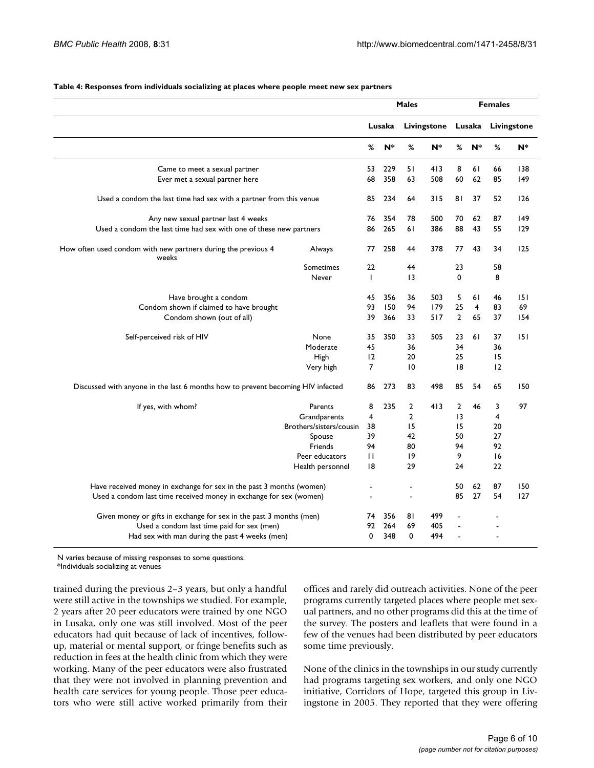**Table 4: Responses from individuals socializing at places where people meet new sex partners**

| | | Males | | | | Females | | | |
|---|---|---|---|---|---|---|---|---|---|
| | | Lusaka | | Livingstone | | Lusaka | | Livingstone | |
| | | % | N* | % | N* | % | N* | % | N* |
| Came to meet a sexual partner | | 53 | 229 | 51 | 413 | 8 | 61 | 66 | 138 |
| Ever met a sexual partner here | | 68 | 358 | 63 | 508 | 60 | 62 | 85 | 149 |
| Used a condom the last time had sex with a partner from this venue | | 85 | 234 | 64 | 315 | 81 | 37 | 52 | 126 |
| Any new sexual partner last 4 weeks | | 76 | 354 | 78 | 500 | 70 | 62 | 87 | 149 |
| Used a condom the last time had sex with one of these new partners | | 86 | 265 | 61 | 386 | 88 | 43 | 55 | 129 |
| How often used condom with new partners during the previous 4 weeks | Always | 77 | 258 | 44 | 378 | 77 | 43 | 34 | 125 |
| | Sometimes | 22 | | 44 | | 23 | | 58 | |
| | Never | 1 | | 13 | | 0 | | 8 | |
| Have brought a condom | | 45 | 356 | 36 | 503 | 5 | 61 | 46 | 151 |
| Condom shown if claimed to have brought | | 93 | 150 | 94 | 179 | 25 | 4 | 83 | 69 |
| Condom shown (out of all) | | 39 | 366 | 33 | 517 | 2 | 65 | 37 | 154 |
| Self-perceived risk of HIV | None | 35 | 350 | 33 | 505 | 23 | 61 | 37 | 151 |
| | Moderate | 45 | | 36 | | 34 | | 36 | |
| | High | 12 | | 20 | | 25 | | 15 | |
| | Very high | 7 | | 10 | | 18 | | 12 | |
| Discussed with anyone in the last 6 months how to prevent becoming HIV infected | | 86 | 273 | 83 | 498 | 85 | 54 | 65 | 150 |
| If yes, with whom? | Parents | 8 | 235 | 2 | 413 | 2 | 46 | 3 | 97 |
| | Grandparents | 4 | | 2 | | 13 | | 4 | |
| | Brothers/sisters/cousin | 38 | | 15 | | 15 | | 20 | |
| | Spouse | 39 | | 42 | | 50 | | 27 | |
| | Friends | 94 | | 80 | | 94 | | 92 | |
| | Peer educators | 11 | | 19 | | 9 | | 16 | |
| | Health personnel | 18 | | 29 | | 24 | | 22 | |
| Have received money in exchange for sex in the past 3 months (women) | | - | | - | | 50 | 62 | 87 | 150 |
| Used a condom last time received money in exchange for sex (women) | | - | | - | | 85 | 27 | 54 | 127 |
| Given money or gifts in exchange for sex in the past 3 months (men) | | 74 | 356 | 81 | 499 | - | | - | |
| Used a condom last time paid for sex (men) | | 92 | 264 | 69 | 405 | - | | - | |
| Had sex with man during the past 4 weeks (men) | | 0 | 348 | 0 | 494 | - | | - | |

N varies because of missing responses to some questions.
*Individuals socializing at venues

trained during the previous 2–3 years, but only a handful were still active in the townships we studied. For example, 2 years after 20 peer educators were trained by one NGO in Lusaka, only one was still involved. Most of the peer educators had quit because of lack of incentives, follow-up, material or mental support, or fringe benefits such as reduction in fees at the health clinic from which they were working. Many of the peer educators were also frustrated that they were not involved in planning prevention and health care services for young people. Those peer educators who were still active worked primarily from their offices and rarely did outreach activities. None of the peer programs currently targeted places where people met sexual partners, and no other programs did this at the time of the survey. The posters and leaflets that were found in a few of the venues had been distributed by peer educators some time previously.

None of the clinics in the townships in our study currently had programs targeting sex workers, and only one NGO initiative, Corridors of Hope, targeted this group in Livingstone in 2005. They reported that they were offering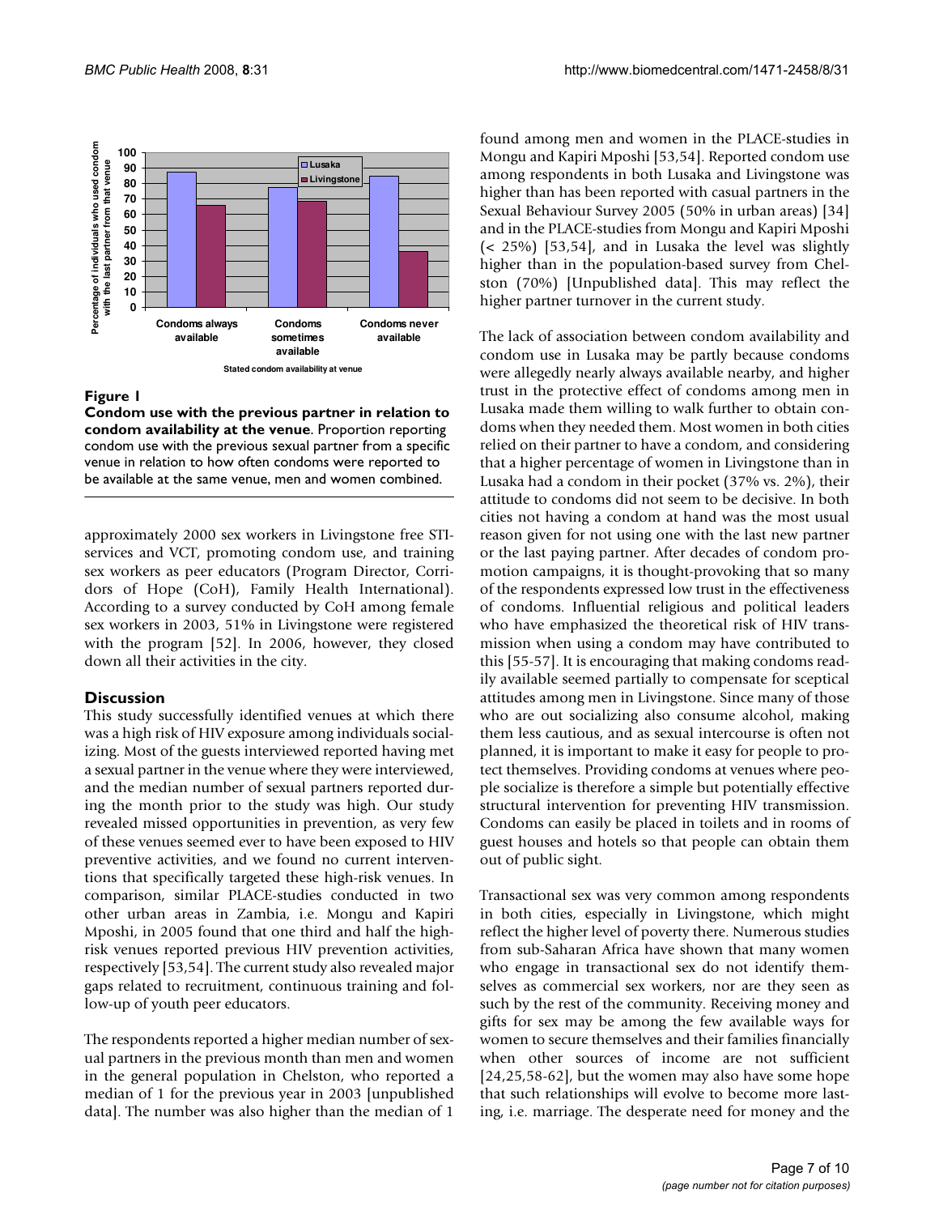Percentage of individuals who used condom with the last partner from that venue

100
90
80
70
60
50
40
30
20
10
0

Lusaka
Livingstone

Condoms always available
Condoms sometimes available
Condoms never available

Stated condom availability at venue

**Figure 1**

**Condom use with the previous partner in relation to condom availability at the venue**. Proportion reporting condom use with the previous sexual partner from a specific venue in relation to how often condoms were reported to be available at the same venue, men and women combined.

approximately 2000 sex workers in Livingstone free STI-services and VCT, promoting condom use, and training sex workers as peer educators (Program Director, Corridors of Hope (CoH), Family Health International). According to a survey conducted by CoH among female sex workers in 2003, 51% in Livingstone were registered with the program [52]. In 2006, however, they closed down all their activities in the city.

## Discussion

This study successfully identified venues at which there was a high risk of HIV exposure among individuals socializing. Most of the guests interviewed reported having met a sexual partner in the venue where they were interviewed, and the median number of sexual partners reported during the month prior to the study was high. Our study revealed missed opportunities in prevention, as very few of these venues seemed ever to have been exposed to HIV preventive activities, and we found no current interventions that specifically targeted these high-risk venues. In comparison, similar PLACE-studies conducted in two other urban areas in Zambia, i.e. Mongu and Kapiri Mposhi, in 2005 found that one third and half the high-risk venues reported previous HIV prevention activities, respectively [53,54]. The current study also revealed major gaps related to recruitment, continuous training and follow-up of youth peer educators.

The respondents reported a higher median number of sexual partners in the previous month than men and women in the general population in Chelston, who reported a median of 1 for the previous year in 2003 [unpublished data]. The number was also higher than the median of 1 found among men and women in the PLACE-studies in Mongu and Kapiri Mposhi [53,54]. Reported condom use among respondents in both Lusaka and Livingstone was higher than has been reported with casual partners in the Sexual Behaviour Survey 2005 (50% in urban areas) [34] and in the PLACE-studies from Mongu and Kapiri Mposhi (< 25%) [53,54], and in Lusaka the level was slightly higher than in the population-based survey from Chelston (70%) [Unpublished data]. This may reflect the higher partner turnover in the current study.

The lack of association between condom availability and condom use in Lusaka may be partly because condoms were allegedly nearly always available nearby, and higher trust in the protective effect of condoms among men in Lusaka made them willing to walk further to obtain condoms when they needed them. Most women in both cities relied on their partner to have a condom, and considering that a higher percentage of women in Livingstone than in Lusaka had a condom in their pocket (37% vs. 2%), their attitude to condoms did not seem to be decisive. In both cities not having a condom at hand was the most usual reason given for not using one with the last new partner or the last paying partner. After decades of condom promotion campaigns, it is thought-provoking that so many of the respondents expressed low trust in the effectiveness of condoms. Influential religious and political leaders who have emphasized the theoretical risk of HIV transmission when using a condom may have contributed to this [55-57]. It is encouraging that making condoms readily available seemed partially to compensate for sceptical attitudes among men in Livingstone. Since many of those who are out socializing also consume alcohol, making them less cautious, and as sexual intercourse is often not planned, it is important to make it easy for people to protect themselves. Providing condoms at venues where people socialize is therefore a simple but potentially effective structural intervention for preventing HIV transmission. Condoms can easily be placed in toilets and in rooms of guest houses and hotels so that people can obtain them out of public sight.

Transactional sex was very common among respondents in both cities, especially in Livingstone, which might reflect the higher level of poverty there. Numerous studies from sub-Saharan Africa have shown that many women who engage in transactional sex do not identify themselves as commercial sex workers, nor are they seen as such by the rest of the community. Receiving money and gifts for sex may be among the few available ways for women to secure themselves and their families financially when other sources of income are not sufficient [24,25,58-62], but the women may also have some hope that such relationships will evolve to become more lasting, i.e. marriage. The desperate need for money and the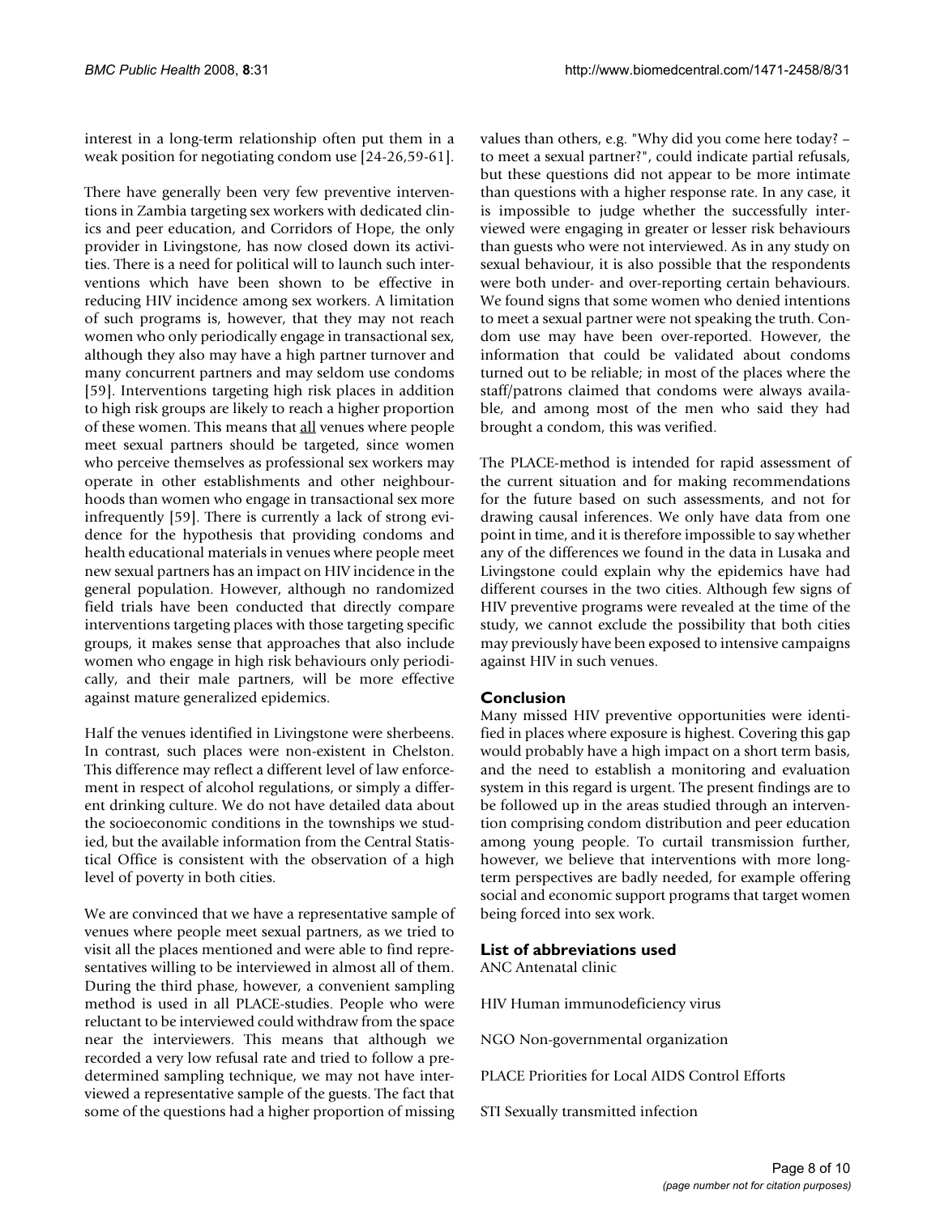interest in a long-term relationship often put them in a weak position for negotiating condom use [24-26,59-61].

There have generally been very few preventive interventions in Zambia targeting sex workers with dedicated clinics and peer education, and Corridors of Hope, the only provider in Livingstone, has now closed down its activities. There is a need for political will to launch such interventions which have been shown to be effective in reducing HIV incidence among sex workers. A limitation of such programs is, however, that they may not reach women who only periodically engage in transactional sex, although they also may have a high partner turnover and many concurrent partners and may seldom use condoms [59]. Interventions targeting high risk places in addition to high risk groups are likely to reach a higher proportion of these women. This means that all venues where people meet sexual partners should be targeted, since women who perceive themselves as professional sex workers may operate in other establishments and other neighbourhoods than women who engage in transactional sex more infrequently [59]. There is currently a lack of strong evidence for the hypothesis that providing condoms and health educational materials in venues where people meet new sexual partners has an impact on HIV incidence in the general population. However, although no randomized field trials have been conducted that directly compare interventions targeting places with those targeting specific groups, it makes sense that approaches that also include women who engage in high risk behaviours only periodically, and their male partners, will be more effective against mature generalized epidemics.

Half the venues identified in Livingstone were sherbeens. In contrast, such places were non-existent in Chelston. This difference may reflect a different level of law enforcement in respect of alcohol regulations, or simply a different drinking culture. We do not have detailed data about the socioeconomic conditions in the townships we studied, but the available information from the Central Statistical Office is consistent with the observation of a high level of poverty in both cities.

We are convinced that we have a representative sample of venues where people meet sexual partners, as we tried to visit all the places mentioned and were able to find representatives willing to be interviewed in almost all of them. During the third phase, however, a convenient sampling method is used in all PLACE-studies. People who were reluctant to be interviewed could withdraw from the space near the interviewers. This means that although we recorded a very low refusal rate and tried to follow a predetermined sampling technique, we may not have interviewed a representative sample of the guests. The fact that some of the questions had a higher proportion of missing values than others, e.g. "Why did you come here today? – to meet a sexual partner?", could indicate partial refusals, but these questions did not appear to be more intimate than questions with a higher response rate. In any case, it is impossible to judge whether the successfully interviewed were engaging in greater or lesser risk behaviours than guests who were not interviewed. As in any study on sexual behaviour, it is also possible that the respondents were both under- and over-reporting certain behaviours. We found signs that some women who denied intentions to meet a sexual partner were not speaking the truth. Condom use may have been over-reported. However, the information that could be validated about condoms turned out to be reliable; in most of the places where the staff/patrons claimed that condoms were always available, and among most of the men who said they had brought a condom, this was verified.

The PLACE-method is intended for rapid assessment of the current situation and for making recommendations for the future based on such assessments, and not for drawing causal inferences. We only have data from one point in time, and it is therefore impossible to say whether any of the differences we found in the data in Lusaka and Livingstone could explain why the epidemics have had different courses in the two cities. Although few signs of HIV preventive programs were revealed at the time of the study, we cannot exclude the possibility that both cities may previously have been exposed to intensive campaigns against HIV in such venues.

## Conclusion

Many missed HIV preventive opportunities were identified in places where exposure is highest. Covering this gap would probably have a high impact on a short term basis, and the need to establish a monitoring and evaluation system in this regard is urgent. The present findings are to be followed up in the areas studied through an intervention comprising condom distribution and peer education among young people. To curtail transmission further, however, we believe that interventions with more long-term perspectives are badly needed, for example offering social and economic support programs that target women being forced into sex work.

## List of abbreviations used

ANC Antenatal clinic

HIV Human immunodeficiency virus

NGO Non-governmental organization

PLACE Priorities for Local AIDS Control Efforts

STI Sexually transmitted infection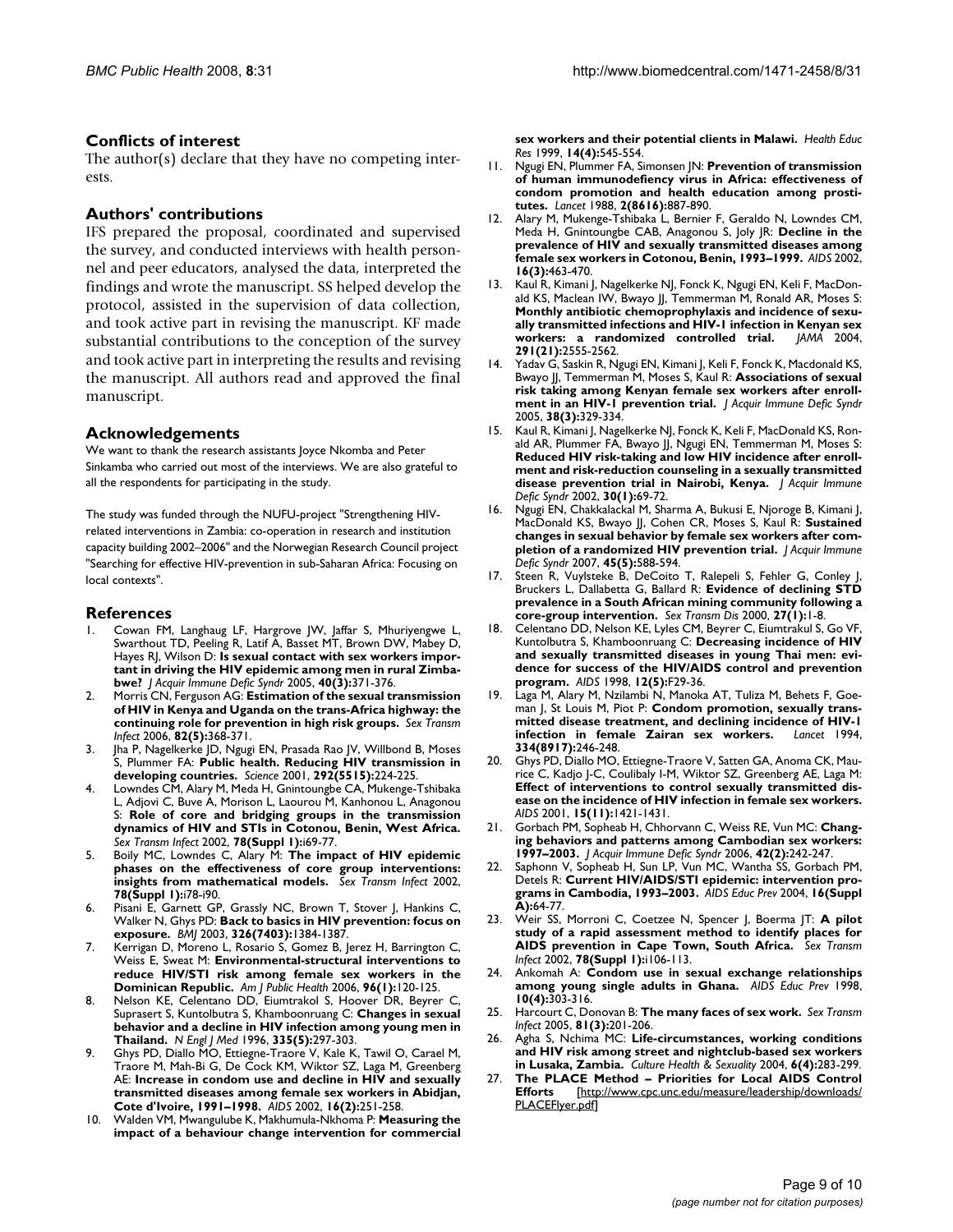## Conflicts of interest

The author(s) declare that they have no competing interests.

## Authors' contributions

IFS prepared the proposal, coordinated and supervised the survey, and conducted interviews with health personnel and peer educators, analysed the data, interpreted the findings and wrote the manuscript. SS helped develop the protocol, assisted in the supervision of data collection, and took active part in revising the manuscript. KF made substantial contributions to the conception of the survey and took active part in interpreting the results and revising the manuscript. All authors read and approved the final manuscript.

## Acknowledgements

We want to thank the research assistants Joyce Nkomba and Peter Sinkamba who carried out most of the interviews. We are also grateful to all the respondents for participating in the study.

The study was funded through the NUFU-project "Strengthening HIV-related interventions in Zambia: co-operation in research and institution capacity building 2002–2006" and the Norwegian Research Council project "Searching for effective HIV-prevention in sub-Saharan Africa: Focusing on local contexts".

## References

1. Cowan FM, Langhaug LF, Hargrove JW, Jaffar S, Mhuriyengwe L, Swarthout TD, Peeling R, Latif A, Basset MT, Brown DW, Mabey D, Hayes RJ, Wilson D: **Is sexual contact with sex workers important in driving the HIV epidemic among men in rural Zimbabwe?** *J Acquir Immune Defic Syndr* 2005, **40(3)**:371-376.
2. Morris CN, Ferguson AG: **Estimation of the sexual transmission of HIV in Kenya and Uganda on the trans-Africa highway: the continuing role for prevention in high risk groups.** *Sex Transm Infect* 2006, **82(5)**:368-371.
3. Jha P, Nagelkerke JD, Ngugi EN, Prasada Rao JV, Willbond B, Moses S, Plummer FA: **Public health. Reducing HIV transmission in developing countries.** *Science* 2001, **292(5515)**:224-225.
4. Lowndes CM, Alary M, Meda H, Gnintoungbe CA, Mukenge-Tshibaka L, Adjovi C, Buve A, Morison L, Laourou M, Kanhonou L, Anagonou S: **Role of core and bridging groups in the transmission dynamics of HIV and STIs in Cotonou, Benin, West Africa.** *Sex Transm Infect* 2002, **78(Suppl 1)**:i69-77.
5. Boily MC, Lowndes C, Alary M: **The impact of HIV epidemic phases on the effectiveness of core group interventions: insights from mathematical models.** *Sex Transm Infect* 2002, **78(Suppl 1)**:i78-i90.
6. Pisani E, Garnett GP, Grassly NC, Brown T, Stover J, Hankins C, Walker N, Ghys PD: **Back to basics in HIV prevention: focus on exposure.** *BMJ* 2003, **326(7403)**:1384-1387.
7. Kerrigan D, Moreno L, Rosario S, Gomez B, Jerez H, Barrington C, Weiss E, Sweat M: **Environmental-structural interventions to reduce HIV/STI risk among female sex workers in the Dominican Republic.** *Am J Public Health* 2006, **96(1)**:120-125.
8. Nelson KE, Celentano DD, Eiumtrakol S, Hoover DR, Beyrer C, Suprasert S, Kuntolbutra S, Khamboonruang C: **Changes in sexual behavior and a decline in HIV infection among young men in Thailand.** *N Engl J Med* 1996, **335(5)**:297-303.
9. Ghys PD, Diallo MO, Ettiegne-Traore V, Kale K, Tawil O, Carael M, Traore M, Mah-Bi G, De Cock KM, Wiktor SZ, Laga M, Greenberg AE: **Increase in condom use and decline in HIV and sexually transmitted diseases among female sex workers in Abidjan, Cote d'Ivoire, 1991–1998.** *AIDS* 2002, **16(2)**:251-258.
10. Walden VM, Mwangulube K, Makhumula-Nkhoma P: **Measuring the impact of a behaviour change intervention for commercial sex workers and their potential clients in Malawi.** *Health Educ Res* 1999, **14(4)**:545-554.
11. Ngugi EN, Plummer FA, Simonsen JN: **Prevention of transmission of human immunodefiency virus in Africa: effectiveness of condom promotion and health education among prostitutes.** *Lancet* 1988, **2(8616)**:887-890.
12. Alary M, Mukenge-Tshibaka L, Bernier F, Geraldo N, Lowndes CM, Meda H, Gnintoungbe CAB, Anagonou S, Joly JR: **Decline in the prevalence of HIV and sexually transmitted diseases among female sex workers in Cotonou, Benin, 1993–1999.** *AIDS* 2002, **16(3)**:463-470.
13. Kaul R, Kimani J, Nagelkerke NJ, Fonck K, Ngugi EN, Keli F, MacDonald KS, Maclean IW, Bwayo JJ, Temmerman M, Ronald AR, Moses S: **Monthly antibiotic chemoprophylaxis and incidence of sexually transmitted infections and HIV-1 infection in Kenyan sex workers: a randomized controlled trial.** *JAMA* 2004, **291(21)**:2555-2562.
14. Yadav G, Saskin R, Ngugi EN, Kimani J, Keli F, Fonck K, Macdonald KS, Bwayo JJ, Temmerman M, Moses S, Kaul R: **Associations of sexual risk taking among Kenyan female sex workers after enrollment in an HIV-1 prevention trial.** *J Acquir Immune Defic Syndr* 2005, **38(3)**:329-334.
15. Kaul R, Kimani J, Nagelkerke NJ, Fonck K, Keli F, MacDonald KS, Ronald AR, Plummer FA, Bwayo JJ, Ngugi EN, Temmerman M, Moses S: **Reduced HIV risk-taking and low HIV incidence after enrollment and risk-reduction counseling in a sexually transmitted disease prevention trial in Nairobi, Kenya.** *J Acquir Immune Defic Syndr* 2002, **30(1)**:69-72.
16. Ngugi EN, Chakkalackal M, Sharma A, Bukusi E, Njoroge B, Kimani J, MacDonald KS, Bwayo JJ, Cohen CR, Moses S, Kaul R: **Sustained changes in sexual behavior by female sex workers after completion of a randomized HIV prevention trial.** *J Acquir Immune Defic Syndr* 2007, **45(5)**:588-594.
17. Steen R, Vuylsteke B, DeCoito T, Ralepeli S, Fehler G, Conley J, Bruckers L, Dallabetta G, Ballard R: **Evidence of declining STD prevalence in a South African mining community following a core-group intervention.** *Sex Transm Dis* 2000, **27(1)**:1-8.
18. Celentano DD, Nelson KE, Lyles CM, Beyrer C, Eiumtrakul S, Go VF, Kuntolbutra S, Khamboonruang C: **Decreasing incidence of HIV and sexually transmitted diseases in young Thai men: evidence for success of the HIV/AIDS control and prevention program.** *AIDS* 1998, **12(5)**:F29-36.
19. Laga M, Alary M, Nzilambi N, Manoka AT, Tuliza M, Behets F, Goeman J, St Louis M, Piot P: **Condom promotion, sexually transmitted disease treatment, and declining incidence of HIV-1 infection in female Zairan sex workers.** *Lancet* 1994, **334(8917)**:246-248.
20. Ghys PD, Diallo MO, Ettiegne-Traore V, Satten GA, Anoma CK, Maurice C, Kadjo J-C, Coulibaly I-M, Wiktor SZ, Greenberg AE, Laga M: **Effect of interventions to control sexually transmitted disease on the incidence of HIV infection in female sex workers.** *AIDS* 2001, **15(11)**:1421-1431.
21. Gorbach PM, Sopheab H, Chhorvann C, Weiss RE, Vun MC: **Changing behaviors and patterns among Cambodian sex workers: 1997–2003.** *J Acquir Immune Defic Syndr* 2006, **42(2)**:242-247.
22. Saphonn V, Sopheab H, Sun LP, Vun MC, Wantha SS, Gorbach PM, Detels R: **Current HIV/AIDS/STI epidemic: intervention programs in Cambodia, 1993–2003.** *AIDS Educ Prev* 2004, **16(Suppl A)**:64-77.
23. Weir SS, Morroni C, Coetzee N, Spencer J, Boerma JT: **A pilot study of a rapid assessment method to identify places for AIDS prevention in Cape Town, South Africa.** *Sex Transm Infect* 2002, **78(Suppl 1)**:i106-113.
24. Ankomah A: **Condom use in sexual exchange relationships among young single adults in Ghana.** *AIDS Educ Prev* 1998, **10(4)**:303-316.
25. Harcourt C, Donovan B: **The many faces of sex work.** *Sex Transm Infect* 2005, **81(3)**:201-206.
26. Agha S, Nchima MC: **Life-circumstances, working conditions and HIV risk among street and nightclub-based sex workers in Lusaka, Zambia.** *Culture Health & Sexuality* 2004, **6(4)**:283-299.
27. **The PLACE Method – Priorities for Local AIDS Control Efforts** [http://www.cpc.unc.edu/measure/leadership/downloads/PLACEFlyer.pdf]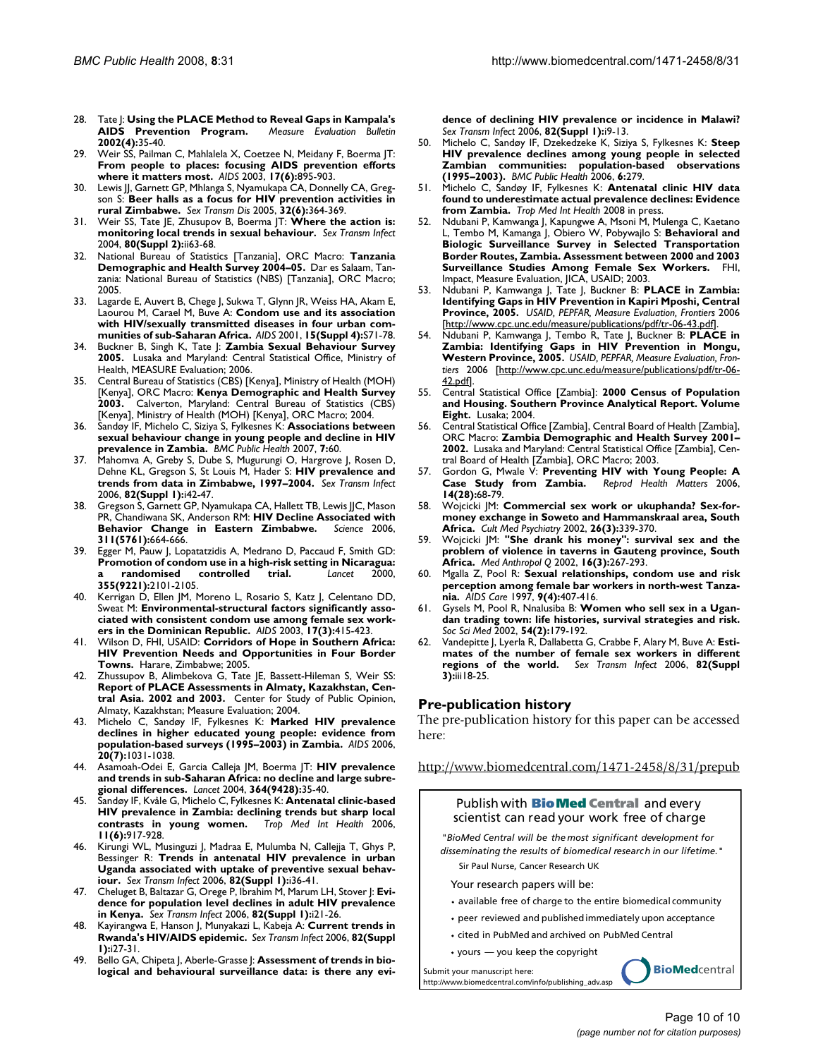28. Tate J: **Using the PLACE Method to Reveal Gaps in Kampala's AIDS Prevention Program.** *Measure Evaluation Bulletin* **2002(4):**35-40.
29. Weir SS, Pailman C, Mahlalela X, Coetzee N, Meidany F, Boerma JT: **From people to places: focusing AIDS prevention efforts where it matters most.** *AIDS* 2003, **17(6):**895-903.
30. Lewis JJ, Garnett GP, Mhlanga S, Nyamukapa CA, Donnelly CA, Gregson S: **Beer halls as a focus for HIV prevention activities in rural Zimbabwe.** *Sex Transm Dis* 2005, **32(6):**364-369.
31. Weir SS, Tate JE, Zhusupov B, Boerma JT: **Where the action is: monitoring local trends in sexual behaviour.** *Sex Transm Infect* 2004, **80(Suppl 2):**ii63-68.
32. National Bureau of Statistics [Tanzania], ORC Macro: **Tanzania Demographic and Health Survey 2004–05.** Dar es Salaam, Tanzania: National Bureau of Statistics (NBS) [Tanzania], ORC Macro; 2005.
33. Lagarde E, Auvert B, Chege J, Sukwa T, Glynn JR, Weiss HA, Akam E, Laourou M, Carael M, Buve A: **Condom use and its association with HIV/sexually transmitted diseases in four urban communities of sub-Saharan Africa.** *AIDS* 2001, **15(Suppl 4):**S71-78.
34. Buckner B, Singh K, Tate J: **Zambia Sexual Behaviour Survey 2005.** Lusaka and Maryland: Central Statistical Office, Ministry of Health, MEASURE Evaluation; 2006.
35. Central Bureau of Statistics (CBS) [Kenya], Ministry of Health (MOH) [Kenya], ORC Macro: **Kenya Demographic and Health Survey 2003.** Calverton, Maryland: Central Bureau of Statistics (CBS) [Kenya], Ministry of Health (MOH) [Kenya], ORC Macro; 2004.
36. Sandøy IF, Michelo C, Siziya S, Fylkesnes K: **Associations between sexual behaviour change in young people and decline in HIV prevalence in Zambia.** *BMC Public Health* 2007, **7:**60.
37. Mahomva A, Greby S, Dube S, Mugurungi O, Hargrove J, Rosen D, Dehne KL, Gregson S, St Louis M, Hader S: **HIV prevalence and trends from data in Zimbabwe, 1997–2004.** *Sex Transm Infect* 2006, **82(Suppl 1):**i42-47.
38. Gregson S, Garnett GP, Nyamukapa CA, Hallett TB, Lewis JJC, Mason PR, Chandiwana SK, Anderson RM: **HIV Decline Associated with Behavior Change in Eastern Zimbabwe.** *Science* 2006, **311(5761):**664-666.
39. Egger M, Pauw J, Lopatatzidis A, Medrano D, Paccaud F, Smith GD: **Promotion of condom use in a high-risk setting in Nicaragua: a randomised controlled trial.** *Lancet* 2000, **355(9221):**2101-2105.
40. Kerrigan D, Ellen JM, Moreno L, Rosario S, Katz J, Celentano DD, Sweat M: **Environmental-structural factors significantly associated with consistent condom use among female sex workers in the Dominican Republic.** *AIDS* 2003, **17(3):**415-423.
41. Wilson D, FHI, USAID: **Corridors of Hope in Southern Africa: HIV Prevention Needs and Opportunities in Four Border Towns.** Harare, Zimbabwe; 2005.
42. Zhussupov B, Alimbekova G, Tate JE, Bassett-Hileman S, Weir SS: **Report of PLACE Assessments in Almaty, Kazakhstan, Central Asia. 2002 and 2003.** Center for Study of Public Opinion, Almaty, Kazakhstan; Measure Evaluation; 2004.
43. Michelo C, Sandøy IF, Fylkesnes K: **Marked HIV prevalence declines in higher educated young people: evidence from population-based surveys (1995–2003) in Zambia.** *AIDS* 2006, **20(7):**1031-1038.
44. Asamoah-Odei E, Garcia Calleja JM, Boerma JT: **HIV prevalence and trends in sub-Saharan Africa: no decline and large subregional differences.** *Lancet* 2004, **364(9428):**35-40.
45. Sandøy IF, Kvåle G, Michelo C, Fylkesnes K: **Antenatal clinic-based HIV prevalence in Zambia: declining trends but sharp local contrasts in young women.** *Trop Med Int Health* 2006, **11(6):**917-928.
46. Kirungi WL, Musinguzi J, Madraa E, Mulumba N, Callejja T, Ghys P, Bessinger R: **Trends in antenatal HIV prevalence in urban Uganda associated with uptake of preventive sexual behaviour.** *Sex Transm Infect* 2006, **82(Suppl 1):**i36-41.
47. Cheluget B, Baltazar G, Orege P, Ibrahim M, Marum LH, Stover J: **Evidence for population level declines in adult HIV prevalence in Kenya.** *Sex Transm Infect* 2006, **82(Suppl 1):**i21-26.
48. Kayirangwa E, Hanson J, Munyakazi L, Kabeja A: **Current trends in Rwanda's HIV/AIDS epidemic.** *Sex Transm Infect* 2006, **82(Suppl 1):**i27-31.
49. Bello GA, Chipeta J, Aberle-Grasse J: **Assessment of trends in biological and behavioural surveillance data: is there any evidence of declining HIV prevalence or incidence in Malawi?** *Sex Transm Infect* 2006, **82(Suppl 1):**i9-13.
50. Michelo C, Sandøy IF, Dzekedzeke K, Siziya S, Fylkesnes K: **Steep HIV prevalence declines among young people in selected Zambian communities: population-based observations (1995–2003).** *BMC Public Health* 2006, **6:**279.
51. Michelo C, Sandøy IF, Fylkesnes K: **Antenatal clinic HIV data found to underestimate actual prevalence declines: Evidence from Zambia.** *Trop Med Int Health* 2008 in press.
52. Ndubani P, Kamwanga J, Kapungwe A, Msoni M, Mulenga C, Kaetano L, Tembo M, Kamanga J, Obiero W, Pobywajlo S: **Behavioral and Biologic Surveillance Survey in Selected Transportation Border Routes, Zambia. Assessment between 2000 and 2003 Surveillance Studies Among Female Sex Workers.** FHI, Impact, Measure Evaluation, JICA, USAID; 2003.
53. Ndubani P, Kamwanga J, Tate J, Buckner B: **PLACE in Zambia: Identifying Gaps in HIV Prevention in Kapiri Mposhi, Central Province, 2005.** *USAID, PEPFAR, Measure Evaluation, Frontiers* 2006 [http://www.cpc.unc.edu/measure/publications/pdf/tr-06-43.pdf].
54. Ndubani P, Kamwanga J, Tembo R, Tate J, Buckner B: **PLACE in Zambia: Identifying Gaps in HIV Prevention in Mongu, Western Province, 2005.** *USAID, PEPFAR, Measure Evaluation, Frontiers* 2006 [http://www.cpc.unc.edu/measure/publications/pdf/tr-06-42.pdf].
55. Central Statistical Office [Zambia]: **2000 Census of Population and Housing. Southern Province Analytical Report. Volume Eight.** Lusaka; 2004.
56. Central Statistical Office [Zambia], Central Board of Health [Zambia], ORC Macro: **Zambia Demographic and Health Survey 2001–2002.** Lusaka and Maryland: Central Statistical Office [Zambia], Central Board of Health [Zambia], ORC Macro; 2003.
57. Gordon G, Mwale V: **Preventing HIV with Young People: A Case Study from Zambia.** *Reprod Health Matters* 2006, **14(28):**68-79.
58. Wojcicki JM: **Commercial sex work or ukuphanda? Sex-for-money exchange in Soweto and Hammanskraal area, South Africa.** *Cult Med Psychiatry* 2002, **26(3):**339-370.
59. Wojcicki JM: **"She drank his money": survival sex and the problem of violence in taverns in Gauteng province, South Africa.** *Med Anthropol Q* 2002, **16(3):**267-293.
60. Mgalla Z, Pool R: **Sexual relationships, condom use and risk perception among female bar workers in north-west Tanzania.** *AIDS Care* 1997, **9(4):**407-416.
61. Gysels M, Pool R, Nnalusiba B: **Women who sell sex in a Ugandan trading town: life histories, survival strategies and risk.** *Soc Sci Med* 2002, **54(2):**179-192.
62. Vandepitte J, Lyerla R, Dallabetta G, Crabbe F, Alary M, Buve A: **Estimates of the number of female sex workers in different regions of the world.** *Sex Transm Infect* 2006, **82(Suppl 3):**iii18-25.

## Pre-publication history

The pre-publication history for this paper can be accessed here:

http://www.biomedcentral.com/1471-2458/8/31/prepub

Publish with **BioMed Central** and every scientist can read your work free of charge

*"BioMed Central will be the most significant development for disseminating the results of biomedical research in our lifetime."*

Sir Paul Nurse, Cancer Research UK

Your research papers will be:

- available free of charge to the entire biomedical community
- peer reviewed and published immediately upon acceptance
- cited in PubMed and archived on PubMed Central
- yours — you keep the copyright

Submit your manuscript here:
http://www.biomedcentral.com/info/publishing_adv.asp

BioMedcentral